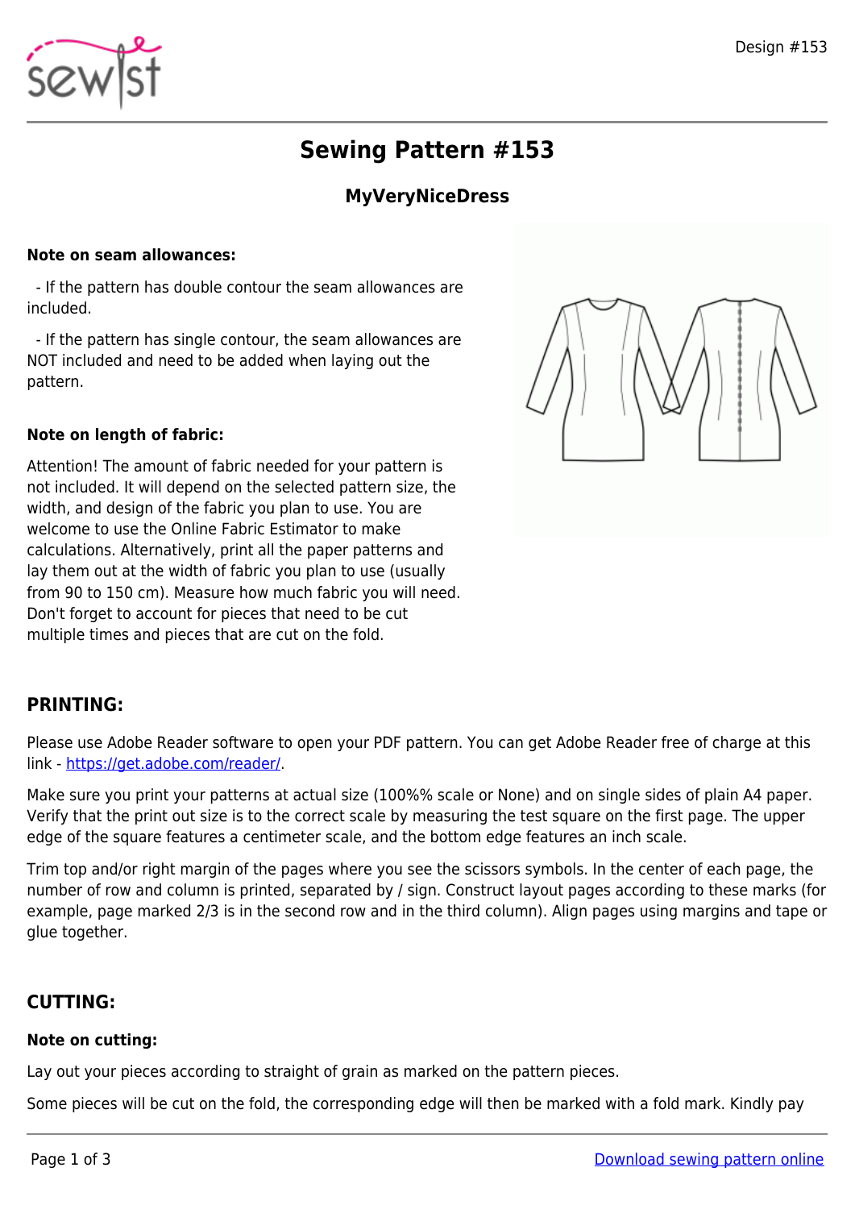# Sewing Pattern #153

## MyVeryNiceDress

**Note on seam allowances:**

- If the pattern has double contour the seam allowances are included.

- If the pattern has single contour, the seam allowances are NOT included and need to be added when laying out the pattern.

**Note on length of fabric:**

Attention! The amount of fabric needed for your pattern is not included. It will depend on the selected pattern size, the width, and design of the fabric you plan to use. You are welcome to use the Online Fabric Estimator to make calculations. Alternatively, print all the paper patterns and lay them out at the width of fabric you plan to use (usually from 90 to 150 cm). Measure how much fabric you will need. Don't forget to account for pieces that need to be cut multiple times and pieces that are cut on the fold.

## PRINTING:

Please use Adobe Reader software to open your PDF pattern. You can get Adobe Reader free of charge at this link - https://get.adobe.com/reader/.

Make sure you print your patterns at actual size (100%% scale or None) and on single sides of plain A4 paper. Verify that the print out size is to the correct scale by measuring the test square on the first page. The upper edge of the square features a centimeter scale, and the bottom edge features an inch scale.

Trim top and/or right margin of the pages where you see the scissors symbols. In the center of each page, the number of row and column is printed, separated by / sign. Construct layout pages according to these marks (for example, page marked 2/3 is in the second row and in the third column). Align pages using margins and tape or glue together.

## CUTTING:

**Note on cutting:**

Lay out your pieces according to straight of grain as marked on the pattern pieces.

Some pieces will be cut on the fold, the corresponding edge will then be marked with a fold mark. Kindly pay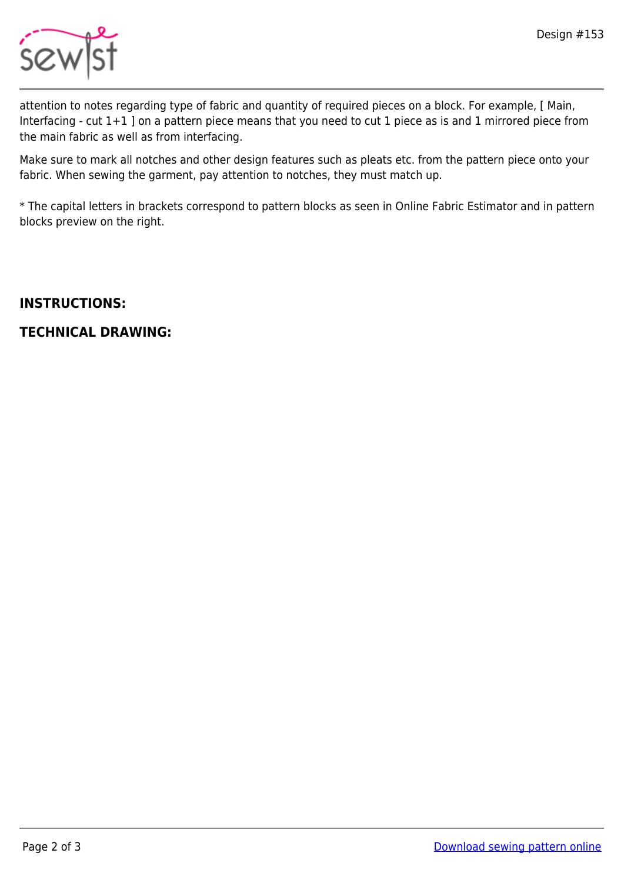attention to notes regarding type of fabric and quantity of required pieces on a block. For example, [ Main, Interfacing - cut 1+1 ] on a pattern piece means that you need to cut 1 piece as is and 1 mirrored piece from the main fabric as well as from interfacing.

Make sure to mark all notches and other design features such as pleats etc. from the pattern piece onto your fabric. When sewing the garment, pay attention to notches, they must match up.

* The capital letters in brackets correspond to pattern blocks as seen in Online Fabric Estimator and in pattern blocks preview on the right.

## INSTRUCTIONS:

## TECHNICAL DRAWING: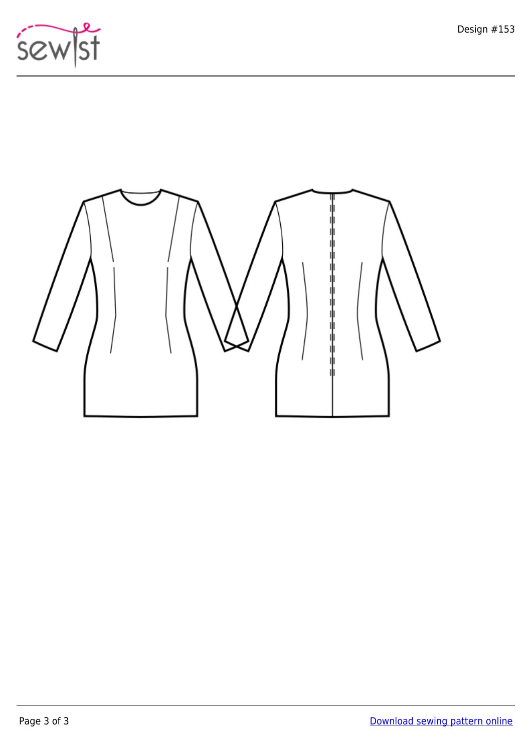Design #153

[Download sewing pattern online]()